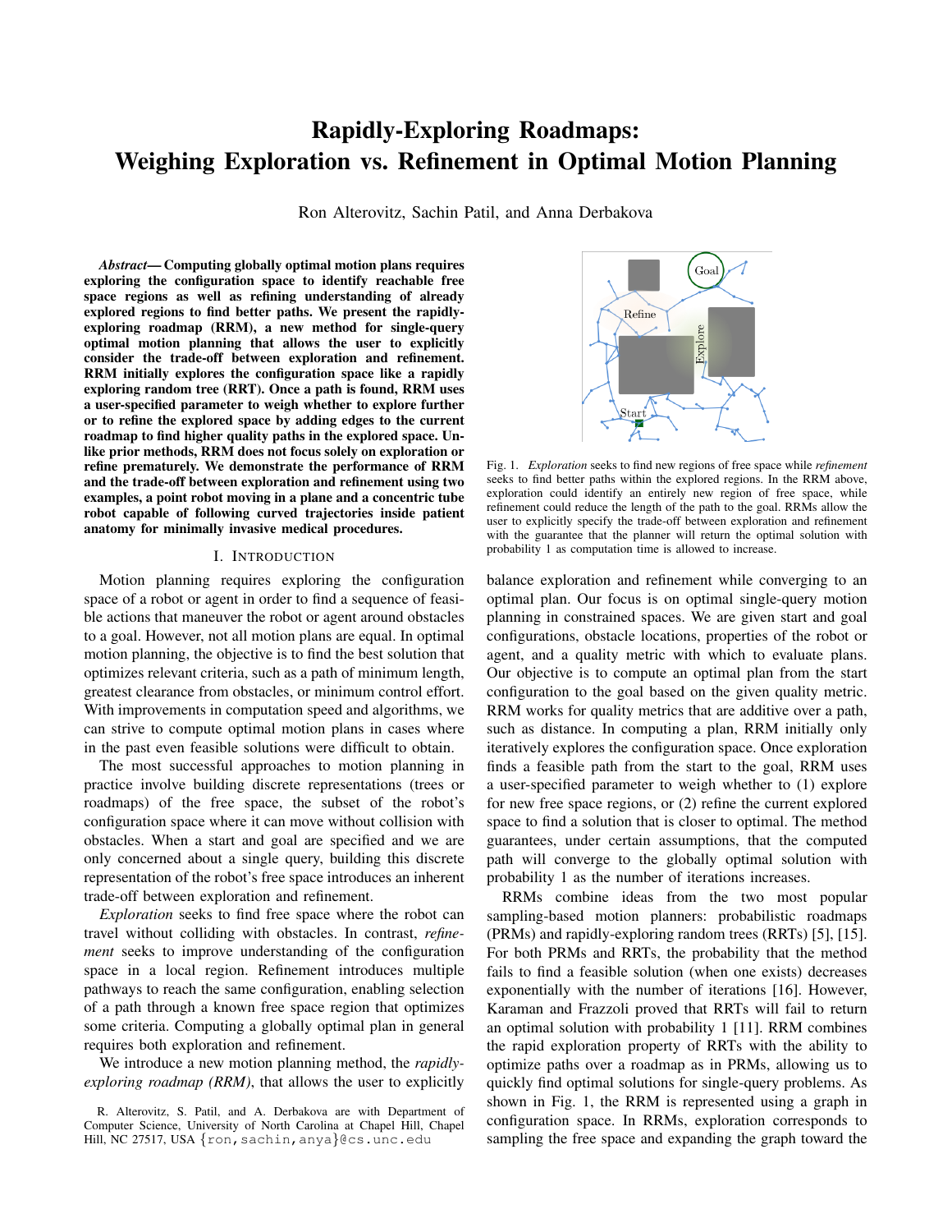# Rapidly-Exploring Roadmaps: Weighing Exploration vs. Refinement in Optimal Motion Planning

Ron Alterovitz, Sachin Patil, and Anna Derbakova

***Abstract*— Computing globally optimal motion plans requires exploring the configuration space to identify reachable free space regions as well as refining understanding of already explored regions to find better paths. We present the rapidly-exploring roadmap (RRM), a new method for single-query optimal motion planning that allows the user to explicitly consider the trade-off between exploration and refinement. RRM initially explores the configuration space like a rapidly exploring random tree (RRT). Once a path is found, RRM uses a user-specified parameter to weigh whether to explore further or to refine the explored space by adding edges to the current roadmap to find higher quality paths in the explored space. Unlike prior methods, RRM does not focus solely on exploration or refine prematurely. We demonstrate the performance of RRM and the trade-off between exploration and refinement using two examples, a point robot moving in a plane and a concentric tube robot capable of following curved trajectories inside patient anatomy for minimally invasive medical procedures.**

## I. Introduction

Motion planning requires exploring the configuration space of a robot or agent in order to find a sequence of feasible actions that maneuver the robot or agent around obstacles to a goal. However, not all motion plans are equal. In optimal motion planning, the objective is to find the best solution that optimizes relevant criteria, such as a path of minimum length, greatest clearance from obstacles, or minimum control effort. With improvements in computation speed and algorithms, we can strive to compute optimal motion plans in cases where in the past even feasible solutions were difficult to obtain.

The most successful approaches to motion planning in practice involve building discrete representations (trees or roadmaps) of the free space, the subset of the robot's configuration space where it can move without collision with obstacles. When a start and goal are specified and we are only concerned about a single query, building this discrete representation of the robot's free space introduces an inherent trade-off between exploration and refinement.

*Exploration* seeks to find free space where the robot can travel without colliding with obstacles. In contrast, *refinement* seeks to improve understanding of the configuration space in a local region. Refinement introduces multiple pathways to reach the same configuration, enabling selection of a path through a known free space region that optimizes some criteria. Computing a globally optimal plan in general requires both exploration and refinement.

We introduce a new motion planning method, the *rapidly-exploring roadmap (RRM)*, that allows the user to explicitly balance exploration and refinement while converging to an optimal plan. Our focus is on optimal single-query motion planning in constrained spaces. We are given start and goal configurations, obstacle locations, properties of the robot or agent, and a quality metric with which to evaluate plans. Our objective is to compute an optimal plan from the start configuration to the goal based on the given quality metric. RRM works for quality metrics that are additive over a path, such as distance. In computing a plan, RRM initially only iteratively explores the configuration space. Once exploration finds a feasible path from the start to the goal, RRM uses a user-specified parameter to weigh whether to (1) explore for new free space regions, or (2) refine the current explored space to find a solution that is closer to optimal. The method guarantees, under certain assumptions, that the computed path will converge to the globally optimal solution with probability 1 as the number of iterations increases.

Fig. 1. *Exploration* seeks to find new regions of free space while *refinement* seeks to find better paths within the explored regions. In the RRM above, exploration could identify an entirely new region of free space, while refinement could reduce the length of the path to the goal. RRMs allow the user to explicitly specify the trade-off between exploration and refinement with the guarantee that the planner will return the optimal solution with probability 1 as computation time is allowed to increase.

RRMs combine ideas from the two most popular sampling-based motion planners: probabilistic roadmaps (PRMs) and rapidly-exploring random trees (RRTs) [5], [15]. For both PRMs and RRTs, the probability that the method fails to find a feasible solution (when one exists) decreases exponentially with the number of iterations [16]. However, Karaman and Frazzoli proved that RRTs will fail to return an optimal solution with probability 1 [11]. RRM combines the rapid exploration property of RRTs with the ability to optimize paths over a roadmap as in PRMs, allowing us to quickly find optimal solutions for single-query problems. As shown in Fig. 1, the RRM is represented using a graph in configuration space. In RRMs, exploration corresponds to sampling the free space and expanding the graph toward the

R. Alterovitz, S. Patil, and A. Derbakova are with Department of Computer Science, University of North Carolina at Chapel Hill, Chapel Hill, NC 27517, USA {ron,sachin,anya}@cs.unc.edu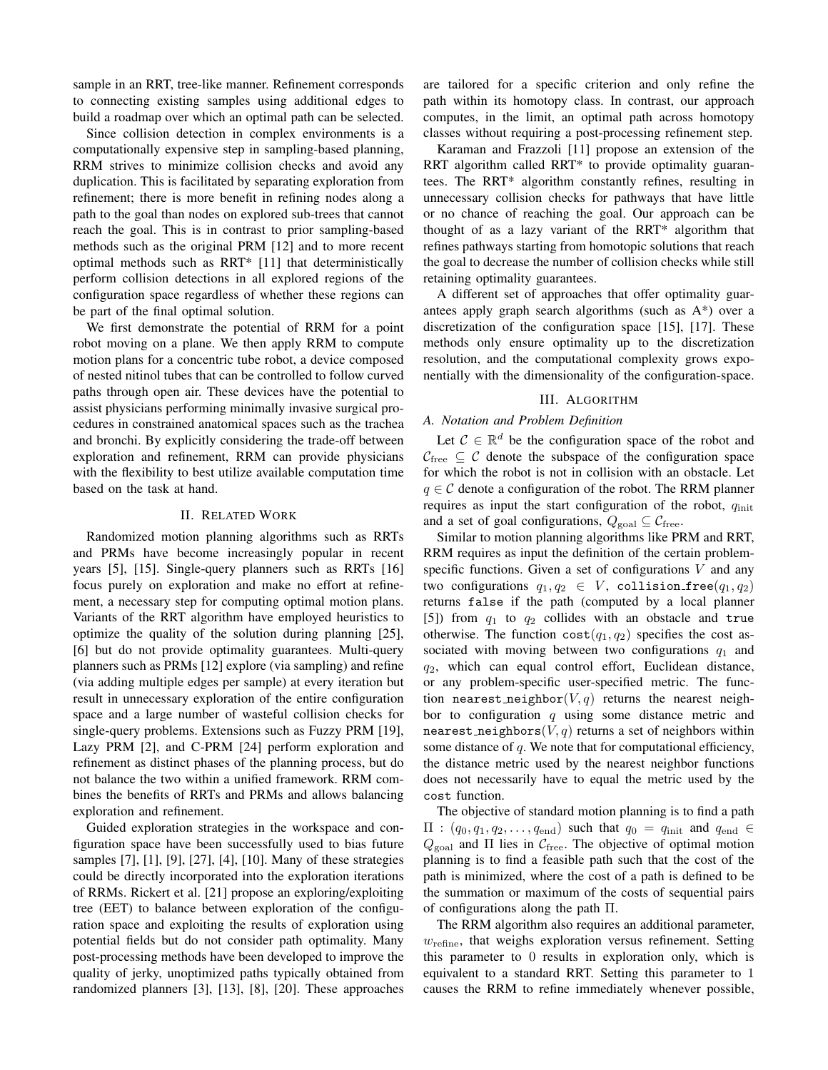sample in an RRT, tree-like manner. Refinement corresponds to connecting existing samples using additional edges to build a roadmap over which an optimal path can be selected.

Since collision detection in complex environments is a computationally expensive step in sampling-based planning, RRM strives to minimize collision checks and avoid any duplication. This is facilitated by separating exploration from refinement; there is more benefit in refining nodes along a path to the goal than nodes on explored sub-trees that cannot reach the goal. This is in contrast to prior sampling-based methods such as the original PRM [12] and to more recent optimal methods such as RRT* [11] that deterministically perform collision detections in all explored regions of the configuration space regardless of whether these regions can be part of the final optimal solution.

We first demonstrate the potential of RRM for a point robot moving on a plane. We then apply RRM to compute motion plans for a concentric tube robot, a device composed of nested nitinol tubes that can be controlled to follow curved paths through open air. These devices have the potential to assist physicians performing minimally invasive surgical procedures in constrained anatomical spaces such as the trachea and bronchi. By explicitly considering the trade-off between exploration and refinement, RRM can provide physicians with the flexibility to best utilize available computation time based on the task at hand.

## II. Related Work

Randomized motion planning algorithms such as RRTs and PRMs have become increasingly popular in recent years [5], [15]. Single-query planners such as RRTs [16] focus purely on exploration and make no effort at refinement, a necessary step for computing optimal motion plans. Variants of the RRT algorithm have employed heuristics to optimize the quality of the solution during planning [25], [6] but do not provide optimality guarantees. Multi-query planners such as PRMs [12] explore (via sampling) and refine (via adding multiple edges per sample) at every iteration but result in unnecessary exploration of the entire configuration space and a large number of wasteful collision checks for single-query problems. Extensions such as Fuzzy PRM [19], Lazy PRM [2], and C-PRM [24] perform exploration and refinement as distinct phases of the planning process, but do not balance the two within a unified framework. RRM combines the benefits of RRTs and PRMs and allows balancing exploration and refinement.

Guided exploration strategies in the workspace and configuration space have been successfully used to bias future samples [7], [1], [9], [27], [4], [10]. Many of these strategies could be directly incorporated into the exploration iterations of RRMs. Rickert et al. [21] propose an exploring/exploiting tree (EET) to balance between exploration of the configuration space and exploiting the results of exploration using potential fields but do not consider path optimality. Many post-processing methods have been developed to improve the quality of jerky, unoptimized paths typically obtained from randomized planners [3], [13], [8], [20]. These approaches are tailored for a specific criterion and only refine the path within its homotopy class. In contrast, our approach computes, in the limit, an optimal path across homotopy classes without requiring a post-processing refinement step.

Karaman and Frazzoli [11] propose an extension of the RRT algorithm called RRT* to provide optimality guarantees. The RRT* algorithm constantly refines, resulting in unnecessary collision checks for pathways that have little or no chance of reaching the goal. Our approach can be thought of as a lazy variant of the RRT* algorithm that refines pathways starting from homotopic solutions that reach the goal to decrease the number of collision checks while still retaining optimality guarantees.

A different set of approaches that offer optimality guarantees apply graph search algorithms (such as A*) over a discretization of the configuration space [15], [17]. These methods only ensure optimality up to the discretization resolution, and the computational complexity grows exponentially with the dimensionality of the configuration-space.

## III. Algorithm

### A. Notation and Problem Definition

Let $\mathcal{C} \in \mathbb{R}^d$ be the configuration space of the robot and $\mathcal{C}_{\text{free}} \subseteq \mathcal{C}$ denote the subspace of the configuration space for which the robot is not in collision with an obstacle. Let $q \in \mathcal{C}$ denote a configuration of the robot. The RRM planner requires as input the start configuration of the robot, $q_{\text{init}}$ and a set of goal configurations, $Q_{\text{goal}} \subseteq \mathcal{C}_{\text{free}}$.

Similar to motion planning algorithms like PRM and RRT, RRM requires as input the definition of the certain problem-specific functions. Given a set of configurations $V$ and any two configurations $q_1, q_2 \in V$, `collision_free`$(q_1, q_2)$ returns `false` if the path (computed by a local planner [5]) from $q_1$ to $q_2$ collides with an obstacle and `true` otherwise. The function `cost`$(q_1, q_2)$ specifies the cost associated with moving between two configurations $q_1$ and $q_2$, which can equal control effort, Euclidean distance, or any problem-specific user-specified metric. The function `nearest_neighbor`$(V, q)$ returns the nearest neighbor to configuration $q$ using some distance metric and `nearest_neighbors`$(V, q)$ returns a set of neighbors within some distance of $q$. We note that for computational efficiency, the distance metric used by the nearest neighbor functions does not necessarily have to equal the metric used by the `cost` function.

The objective of standard motion planning is to find a path $\Pi : (q_0, q_1, q_2, \ldots, q_{\text{end}})$ such that $q_0 = q_{\text{init}}$ and $q_{\text{end}} \in Q_{\text{goal}}$ and $\Pi$ lies in $\mathcal{C}_{\text{free}}$. The objective of optimal motion planning is to find a feasible path such that the cost of the path is minimized, where the cost of a path is defined to be the summation or maximum of the costs of sequential pairs of configurations along the path $\Pi$.

The RRM algorithm also requires an additional parameter, $w_{\text{refine}}$, that weighs exploration versus refinement. Setting this parameter to $0$ results in exploration only, which is equivalent to a standard RRT. Setting this parameter to $1$ causes the RRM to refine immediately whenever possible,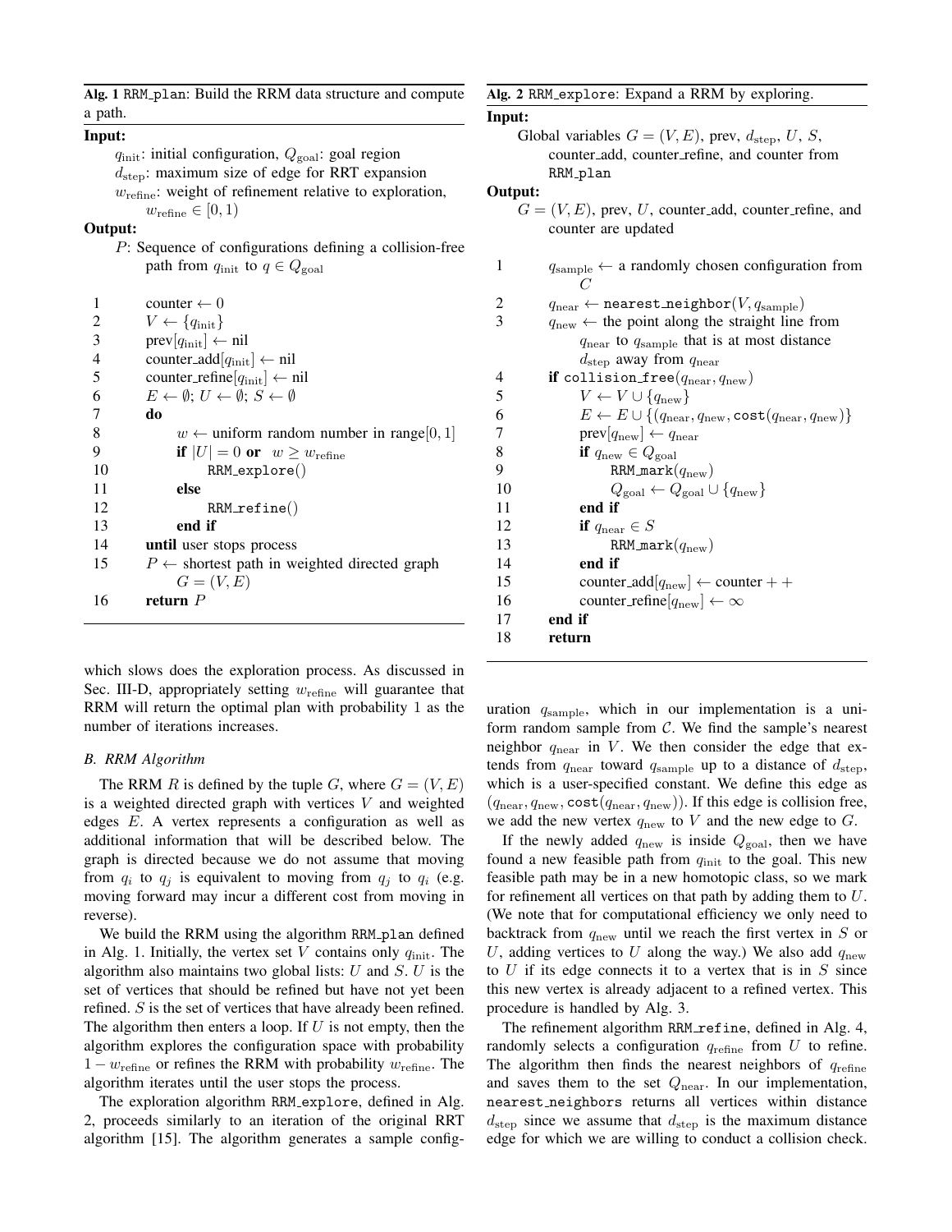**Alg. 1** `RRM_plan`: Build the RRM data structure and compute a path.

**Input:**

$q_{\text{init}}$: initial configuration, $Q_{\text{goal}}$: goal region
$d_{\text{step}}$: maximum size of edge for RRT expansion
$w_{\text{refine}}$: weight of refinement relative to exploration, $w_{\text{refine}} \in [0, 1)$

**Output:**

$P$: Sequence of configurations defining a collision-free path from $q_{\text{init}}$ to $q \in Q_{\text{goal}}$

```
1   counter ← 0
2   V ← {q_init}
3   prev[q_init] ← nil
4   counter_add[q_init] ← nil
5   counter_refine[q_init] ← nil
6   E ← ∅; U ← ∅; S ← ∅
7   do
8       w ← uniform random number in range[0, 1]
9       if |U| = 0 or w ≥ w_refine
10          RRM_explore()
11      else
12          RRM_refine()
13      end if
14  until user stops process
15  P ← shortest path in weighted directed graph G = (V, E)
16  return P
```

**Alg. 2** `RRM_explore`: Expand a RRM by exploring.

**Input:**

Global variables $G = (V, E)$, prev, $d_{\text{step}}$, $U$, $S$, counter_add, counter_refine, and counter from `RRM_plan`

**Output:**

$G = (V, E)$, prev, $U$, counter_add, counter_refine, and counter are updated

```
1   q_sample ← a randomly chosen configuration from C
2   q_near ← nearest_neighbor(V, q_sample)
3   q_new ← the point along the straight line from q_near to q_sample that is at most distance d_step away from q_near
4   if collision_free(q_near, q_new)
5       V ← V ∪ {q_new}
6       E ← E ∪ {(q_near, q_new, cost(q_near, q_new))}
7       prev[q_new] ← q_near
8       if q_new ∈ Q_goal
9           RRM_mark(q_new)
10          Q_goal ← Q_goal ∪ {q_new}
11      end if
12      if q_near ∈ S
13          RRM_mark(q_new)
14      end if
15      counter_add[q_new] ← counter++
16      counter_refine[q_new] ← ∞
17  end if
18  return
```

which slows does the exploration process. As discussed in Sec. III-D, appropriately setting $w_{\text{refine}}$ will guarantee that RRM will return the optimal plan with probability 1 as the number of iterations increases.

### *B. RRM Algorithm*

The RRM $R$ is defined by the tuple $G$, where $G = (V, E)$ is a weighted directed graph with vertices $V$ and weighted edges $E$. A vertex represents a configuration as well as additional information that will be described below. The graph is directed because we do not assume that moving from $q_i$ to $q_j$ is equivalent to moving from $q_j$ to $q_i$ (e.g. moving forward may incur a different cost from moving in reverse).

We build the RRM using the algorithm `RRM_plan` defined in Alg. 1. Initially, the vertex set $V$ contains only $q_{\text{init}}$. The algorithm also maintains two global lists: $U$ and $S$. $U$ is the set of vertices that should be refined but have not yet been refined. $S$ is the set of vertices that have already been refined. The algorithm then enters a loop. If $U$ is not empty, then the algorithm explores the configuration space with probability $1 - w_{\text{refine}}$ or refines the RRM with probability $w_{\text{refine}}$. The algorithm iterates until the user stops the process.

The exploration algorithm `RRM_explore`, defined in Alg. 2, proceeds similarly to an iteration of the original RRT algorithm [15]. The algorithm generates a sample configuration $q_{\text{sample}}$, which in our implementation is a uniform random sample from $\mathcal{C}$. We find the sample's nearest neighbor $q_{\text{near}}$ in $V$. We then consider the edge that extends from $q_{\text{near}}$ toward $q_{\text{sample}}$ up to a distance of $d_{\text{step}}$, which is a user-specified constant. We define this edge as $(q_{\text{near}}, q_{\text{new}}, \texttt{cost}(q_{\text{near}}, q_{\text{new}}))$. If this edge is collision free, we add the new vertex $q_{\text{new}}$ to $V$ and the new edge to $G$.

If the newly added $q_{\text{new}}$ is inside $Q_{\text{goal}}$, then we have found a new feasible path from $q_{\text{init}}$ to the goal. This new feasible path may be in a new homotopic class, so we mark for refinement all vertices on that path by adding them to $U$. (We note that for computational efficiency we only need to backtrack from $q_{\text{new}}$ until we reach the first vertex in $S$ or $U$, adding vertices to $U$ along the way.) We also add $q_{\text{new}}$ to $U$ if its edge connects it to a vertex that is in $S$ since this new vertex is already adjacent to a refined vertex. This procedure is handled by Alg. 3.

The refinement algorithm `RRM_refine`, defined in Alg. 4, randomly selects a configuration $q_{\text{refine}}$ from $U$ to refine. The algorithm then finds the nearest neighbors of $q_{\text{refine}}$ and saves them to the set $Q_{\text{near}}$. In our implementation, `nearest_neighbors` returns all vertices within distance $d_{\text{step}}$ since we assume that $d_{\text{step}}$ is the maximum distance edge for which we are willing to conduct a collision check.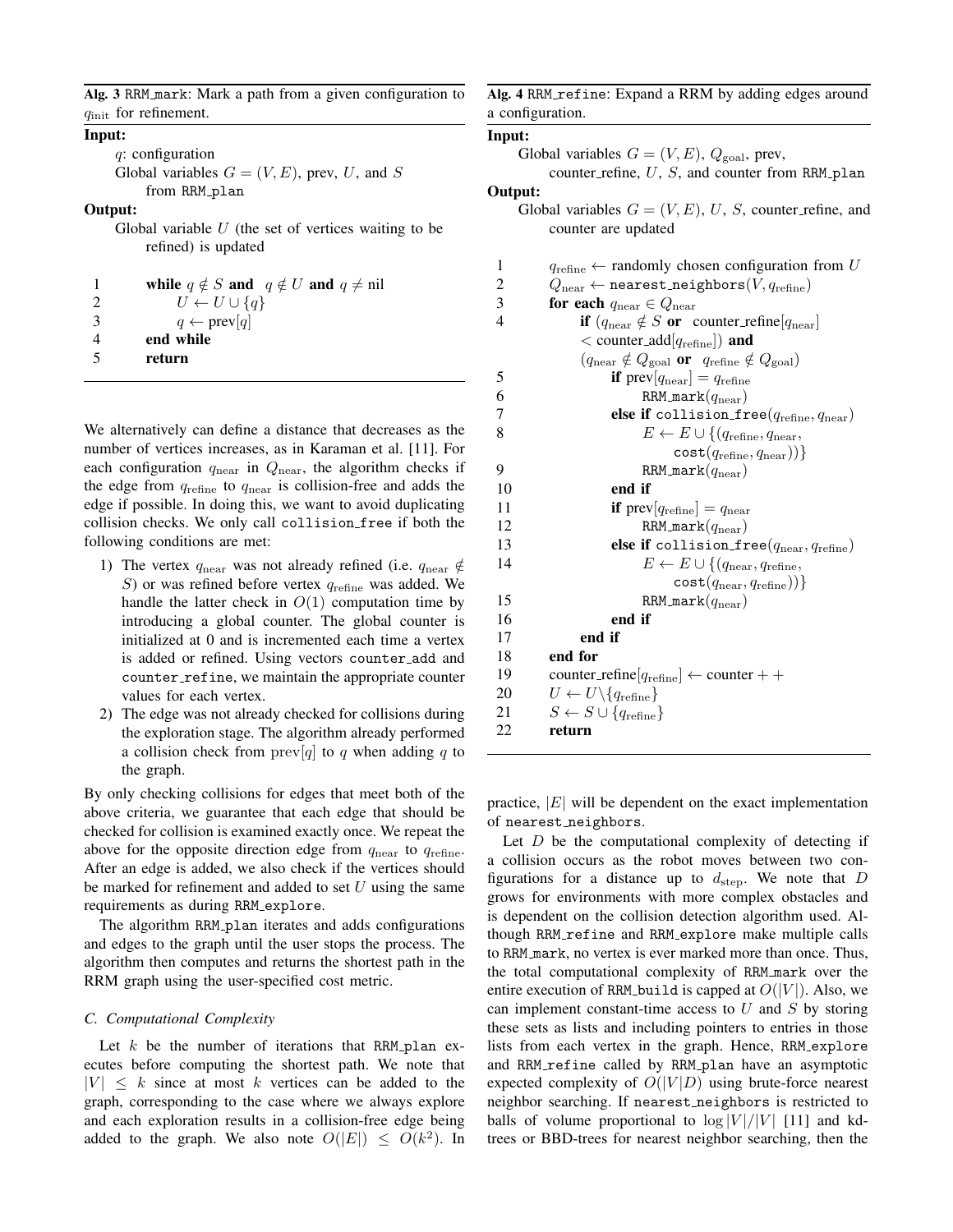**Alg. 3** `RRM_mark`: Mark a path from a given configuration to $q_{\text{init}}$ for refinement.

**Input:**
  $q$: configuration
  Global variables $G = (V, E)$, prev, $U$, and $S$ from `RRM_plan`

**Output:**
  Global variable $U$ (the set of vertices waiting to be refined) is updated

```
1    while q ∉ S and q ∉ U and q ≠ nil
2        U ← U ∪ {q}
3        q ← prev[q]
4    end while
5    return
```

We alternatively can define a distance that decreases as the number of vertices increases, as in Karaman et al. [11]. For each configuration $q_{\text{near}}$ in $Q_{\text{near}}$, the algorithm checks if the edge from $q_{\text{refine}}$ to $q_{\text{near}}$ is collision-free and adds the edge if possible. In doing this, we want to avoid duplicating collision checks. We only call `collision_free` if both the following conditions are met:

1) The vertex $q_{\text{near}}$ was not already refined (i.e. $q_{\text{near}} \notin S$) or was refined before vertex $q_{\text{refine}}$ was added. We handle the latter check in $O(1)$ computation time by introducing a global counter. The global counter is initialized at 0 and is incremented each time a vertex is added or refined. Using vectors `counter_add` and `counter_refine`, we maintain the appropriate counter values for each vertex.
2) The edge was not already checked for collisions during the exploration stage. The algorithm already performed a collision check from $\text{prev}[q]$ to $q$ when adding $q$ to the graph.

By only checking collisions for edges that meet both of the above criteria, we guarantee that each edge that should be checked for collision is examined exactly once. We repeat the above for the opposite direction edge from $q_{\text{near}}$ to $q_{\text{refine}}$. After an edge is added, we also check if the vertices should be marked for refinement and added to set $U$ using the same requirements as during `RRM_explore`.

The algorithm `RRM_plan` iterates and adds configurations and edges to the graph until the user stops the process. The algorithm then computes and returns the shortest path in the RRM graph using the user-specified cost metric.

### C. Computational Complexity

Let $k$ be the number of iterations that `RRM_plan` executes before computing the shortest path. We note that $|V| \leq k$ since at most $k$ vertices can be added to the graph, corresponding to the case where we always explore and each exploration results in a collision-free edge being added to the graph. We also note $O(|E|) \leq O(k^2)$. In practice, $|E|$ will be dependent on the exact implementation of `nearest_neighbors`.

**Alg. 4** `RRM_refine`: Expand a RRM by adding edges around a configuration.

**Input:**
  Global variables $G = (V, E)$, $Q_{\text{goal}}$, prev, counter_refine, $U$, $S$, and counter from `RRM_plan`

**Output:**
  Global variables $G = (V, E)$, $U$, $S$, counter_refine, and counter are updated

```
1    q_refine ← randomly chosen configuration from U
2    Q_near ← nearest_neighbors(V, q_refine)
3    for each q_near ∈ Q_near
4        if (q_near ∉ S or counter_refine[q_near]
             < counter_add[q_refine]) and
             (q_near ∉ Q_goal or q_refine ∉ Q_goal)
5            if prev[q_near] = q_refine
6                RRM_mark(q_near)
7            else if collision_free(q_refine, q_near)
8                E ← E ∪ {(q_refine, q_near,
                     cost(q_refine, q_near))}
9                RRM_mark(q_near)
10           end if
11           if prev[q_refine] = q_near
12               RRM_mark(q_near)
13           else if collision_free(q_near, q_refine)
14               E ← E ∪ {(q_near, q_refine,
                     cost(q_near, q_refine))}
15               RRM_mark(q_near)
16           end if
17       end if
18   end for
19   counter_refine[q_refine] ← counter++
20   U ← U \ {q_refine}
21   S ← S ∪ {q_refine}
22   return
```

Let $D$ be the computational complexity of detecting if a collision occurs as the robot moves between two configurations for a distance up to $d_{\text{step}}$. We note that $D$ grows for environments with more complex obstacles and is dependent on the collision detection algorithm used. Although `RRM_refine` and `RRM_explore` make multiple calls to `RRM_mark`, no vertex is ever marked more than once. Thus, the total computational complexity of `RRM_mark` over the entire execution of `RRM_build` is capped at $O(|V|)$. Also, we can implement constant-time access to $U$ and $S$ by storing these sets as lists and including pointers to entries in those lists from each vertex in the graph. Hence, `RRM_explore` and `RRM_refine` called by `RRM_plan` have an asymptotic expected complexity of $O(|V|D)$ using brute-force nearest neighbor searching. If `nearest_neighbors` is restricted to balls of volume proportional to $\log |V|/|V|$ [11] and kd-trees or BBD-trees for nearest neighbor searching, then the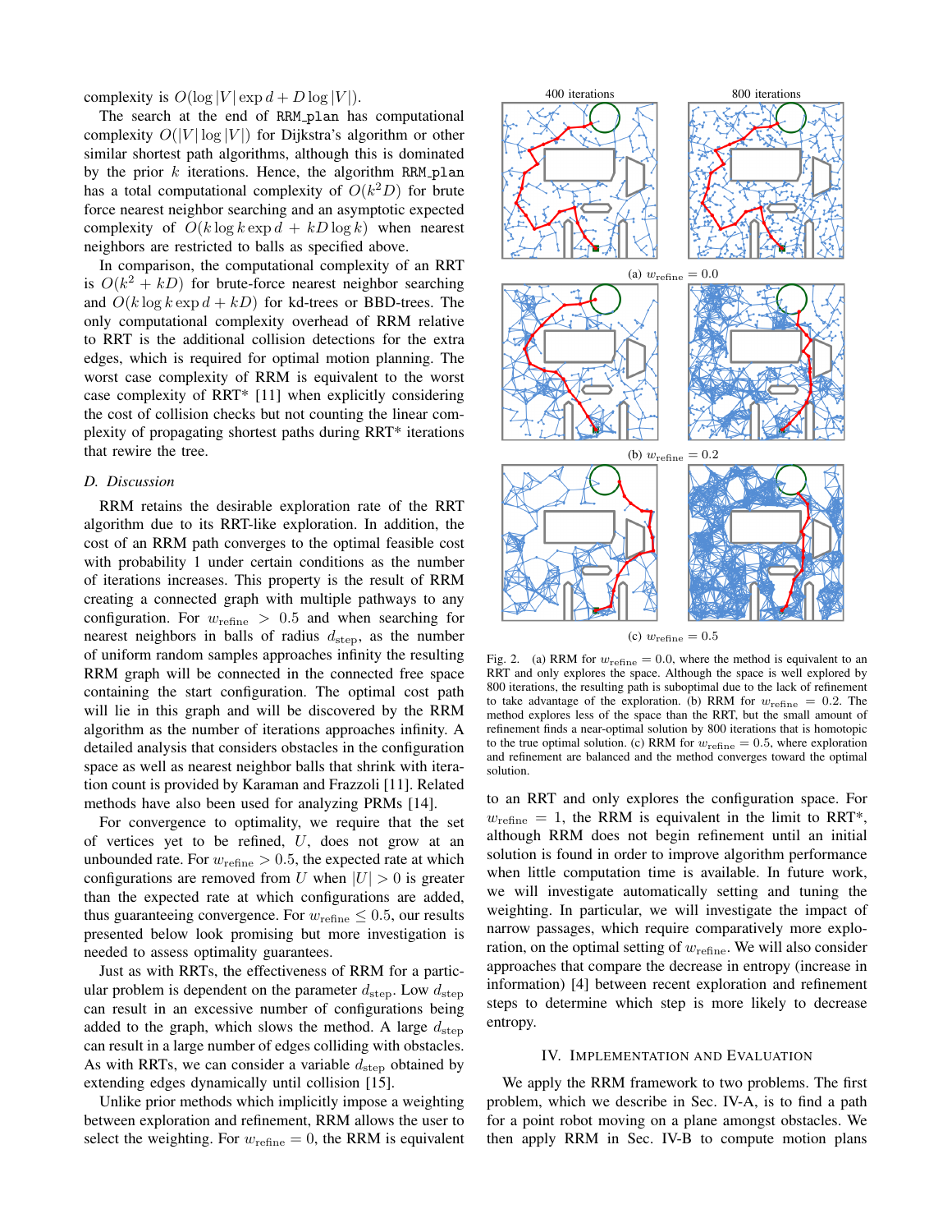complexity is $O(\log |V| \exp d + D \log |V|)$.

The search at the end of `RRM_plan` has computational complexity $O(|V| \log |V|)$ for Dijkstra's algorithm or other similar shortest path algorithms, although this is dominated by the prior $k$ iterations. Hence, the algorithm `RRM_plan` has a total computational complexity of $O(k^2 D)$ for brute force nearest neighbor searching and an asymptotic expected complexity of $O(k \log k \exp d + kD \log k)$ when nearest neighbors are restricted to balls as specified above.

In comparison, the computational complexity of an RRT is $O(k^2 + kD)$ for brute-force nearest neighbor searching and $O(k \log k \exp d + kD)$ for kd-trees or BBD-trees. The only computational complexity overhead of RRM relative to RRT is the additional collision detections for the extra edges, which is required for optimal motion planning. The worst case complexity of RRM is equivalent to the worst case complexity of RRT* [11] when explicitly considering the cost of collision checks but not counting the linear complexity of propagating shortest paths during RRT* iterations that rewire the tree.

### D. Discussion

RRM retains the desirable exploration rate of the RRT algorithm due to its RRT-like exploration. In addition, the cost of an RRM path converges to the optimal feasible cost with probability 1 under certain conditions as the number of iterations increases. This property is the result of RRM creating a connected graph with multiple pathways to any configuration. For $w_{\text{refine}} > 0.5$ and when searching for nearest neighbors in balls of radius $d_{\text{step}}$, as the number of uniform random samples approaches infinity the resulting RRM graph will be connected in the connected free space containing the start configuration. The optimal cost path will lie in this graph and will be discovered by the RRM algorithm as the number of iterations approaches infinity. A detailed analysis that considers obstacles in the configuration space as well as nearest neighbor balls that shrink with iteration count is provided by Karaman and Frazzoli [11]. Related methods have also been used for analyzing PRMs [14].

For convergence to optimality, we require that the set of vertices yet to be refined, $U$, does not grow at an unbounded rate. For $w_{\text{refine}} > 0.5$, the expected rate at which configurations are removed from $U$ when $|U| > 0$ is greater than the expected rate at which configurations are added, thus guaranteeing convergence. For $w_{\text{refine}} \leq 0.5$, our results presented below look promising but more investigation is needed to assess optimality guarantees.

Just as with RRTs, the effectiveness of RRM for a particular problem is dependent on the parameter $d_{\text{step}}$. Low $d_{\text{step}}$ can result in an excessive number of configurations being added to the graph, which slows the method. A large $d_{\text{step}}$ can result in a large number of edges colliding with obstacles. As with RRTs, we can consider a variable $d_{\text{step}}$ obtained by extending edges dynamically until collision [15].

Unlike prior methods which implicitly impose a weighting between exploration and refinement, RRM allows the user to select the weighting. For $w_{\text{refine}} = 0$, the RRM is equivalent to an RRT and only explores the configuration space. For $w_{\text{refine}} = 1$, the RRM is equivalent in the limit to RRT*, although RRM does not begin refinement until an initial solution is found in order to improve algorithm performance when little computation time is available. In future work, we will investigate automatically setting and tuning the weighting. In particular, we will investigate the impact of narrow passages, which require comparatively more exploration, on the optimal setting of $w_{\text{refine}}$. We will also consider approaches that compare the decrease in entropy (increase in information) [4] between recent exploration and refinement steps to determine which step is more likely to decrease entropy.

400 iterations | 800 iterations

(a) $w_{\text{refine}} = 0.0$

(b) $w_{\text{refine}} = 0.2$

(c) $w_{\text{refine}} = 0.5$

Fig. 2. (a) RRM for $w_{\text{refine}} = 0.0$, where the method is equivalent to an RRT and only explores the space. Although the space is well explored by 800 iterations, the resulting path is suboptimal due to the lack of refinement to take advantage of the exploration. (b) RRM for $w_{\text{refine}} = 0.2$. The method explores less of the space than the RRT, but the small amount of refinement finds a near-optimal solution by 800 iterations that is homotopic to the true optimal solution. (c) RRM for $w_{\text{refine}} = 0.5$, where exploration and refinement are balanced and the method converges toward the optimal solution.

## IV. Implementation and Evaluation

We apply the RRM framework to two problems. The first problem, which we describe in Sec. IV-A, is to find a path for a point robot moving on a plane amongst obstacles. We then apply RRM in Sec. IV-B to compute motion plans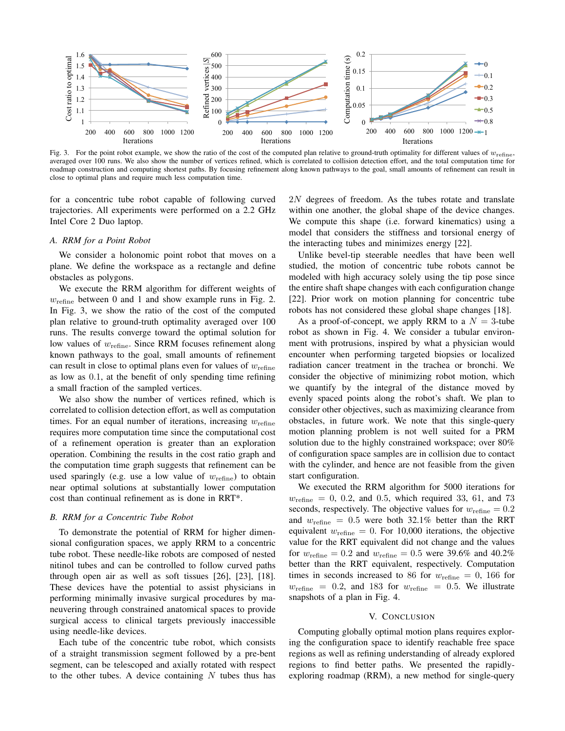Fig. 3. For the point robot example, we show the ratio of the cost of the computed plan relative to ground-truth optimality for different values of $w_{\text{refine}}$, averaged over 100 runs. We also show the number of vertices refined, which is correlated to collision detection effort, and the total computation time for roadmap construction and computing shortest paths. By focusing refinement along known pathways to the goal, small amounts of refinement can result in close to optimal plans and require much less computation time.

for a concentric tube robot capable of following curved trajectories. All experiments were performed on a 2.2 GHz Intel Core 2 Duo laptop.

### A. RRM for a Point Robot

We consider a holonomic point robot that moves on a plane. We define the workspace as a rectangle and define obstacles as polygons.

We execute the RRM algorithm for different weights of $w_{\text{refine}}$ between 0 and 1 and show example runs in Fig. 2. In Fig. 3, we show the ratio of the cost of the computed plan relative to ground-truth optimality averaged over 100 runs. The results converge toward the optimal solution for low values of $w_{\text{refine}}$. Since RRM focuses refinement along known pathways to the goal, small amounts of refinement can result in close to optimal plans even for values of $w_{\text{refine}}$ as low as $0.1$, at the benefit of only spending time refining a small fraction of the sampled vertices.

We also show the number of vertices refined, which is correlated to collision detection effort, as well as computation times. For an equal number of iterations, increasing $w_{\text{refine}}$ requires more computation time since the computational cost of a refinement operation is greater than an exploration operation. Combining the results in the cost ratio graph and the computation time graph suggests that refinement can be used sparingly (e.g. use a low value of $w_{\text{refine}}$) to obtain near optimal solutions at substantially lower computation cost than continual refinement as is done in RRT*.

### B. RRM for a Concentric Tube Robot

To demonstrate the potential of RRM for higher dimensional configuration spaces, we apply RRM to a concentric tube robot. These needle-like robots are composed of nested nitinol tubes and can be controlled to follow curved paths through open air as well as soft tissues [26], [23], [18]. These devices have the potential to assist physicians in performing minimally invasive surgical procedures by maneuvering through constrained anatomical spaces to provide surgical access to clinical targets previously inaccessible using needle-like devices.

Each tube of the concentric tube robot, which consists of a straight transmission segment followed by a pre-bent segment, can be telescoped and axially rotated with respect to the other tubes. A device containing $N$ tubes thus has $2N$ degrees of freedom. As the tubes rotate and translate within one another, the global shape of the device changes. We compute this shape (i.e. forward kinematics) using a model that considers the stiffness and torsional energy of the interacting tubes and minimizes energy [22].

Unlike bevel-tip steerable needles that have been well studied, the motion of concentric tube robots cannot be modeled with high accuracy solely using the tip pose since the entire shaft shape changes with each configuration change [22]. Prior work on motion planning for concentric tube robots has not considered these global shape changes [18].

As a proof-of-concept, we apply RRM to a $N = 3$-tube robot as shown in Fig. 4. We consider a tubular environment with protrusions, inspired by what a physician would encounter when performing targeted biopsies or localized radiation cancer treatment in the trachea or bronchi. We consider the objective of minimizing robot motion, which we quantify by the integral of the distance moved by evenly spaced points along the robot's shaft. We plan to consider other objectives, such as maximizing clearance from obstacles, in future work. We note that this single-query motion planning problem is not well suited for a PRM solution due to the highly constrained workspace; over 80% of configuration space samples are in collision due to contact with the cylinder, and hence are not feasible from the given start configuration.

We executed the RRM algorithm for 5000 iterations for $w_{\text{refine}} = 0$, $0.2$, and $0.5$, which required 33, 61, and 73 seconds, respectively. The objective values for $w_{\text{refine}} = 0.2$ and $w_{\text{refine}} = 0.5$ were both 32.1% better than the RRT equivalent $w_{\text{refine}} = 0$. For 10,000 iterations, the objective value for the RRT equivalent did not change and the values for $w_{\text{refine}} = 0.2$ and $w_{\text{refine}} = 0.5$ were 39.6% and 40.2% better than the RRT equivalent, respectively. Computation times in seconds increased to 86 for $w_{\text{refine}} = 0$, 166 for $w_{\text{refine}} = 0.2$, and 183 for $w_{\text{refine}} = 0.5$. We illustrate snapshots of a plan in Fig. 4.

## V. Conclusion

Computing globally optimal motion plans requires exploring the configuration space to identify reachable free space regions as well as refining understanding of already explored regions to find better paths. We presented the rapidly-exploring roadmap (RRM), a new method for single-query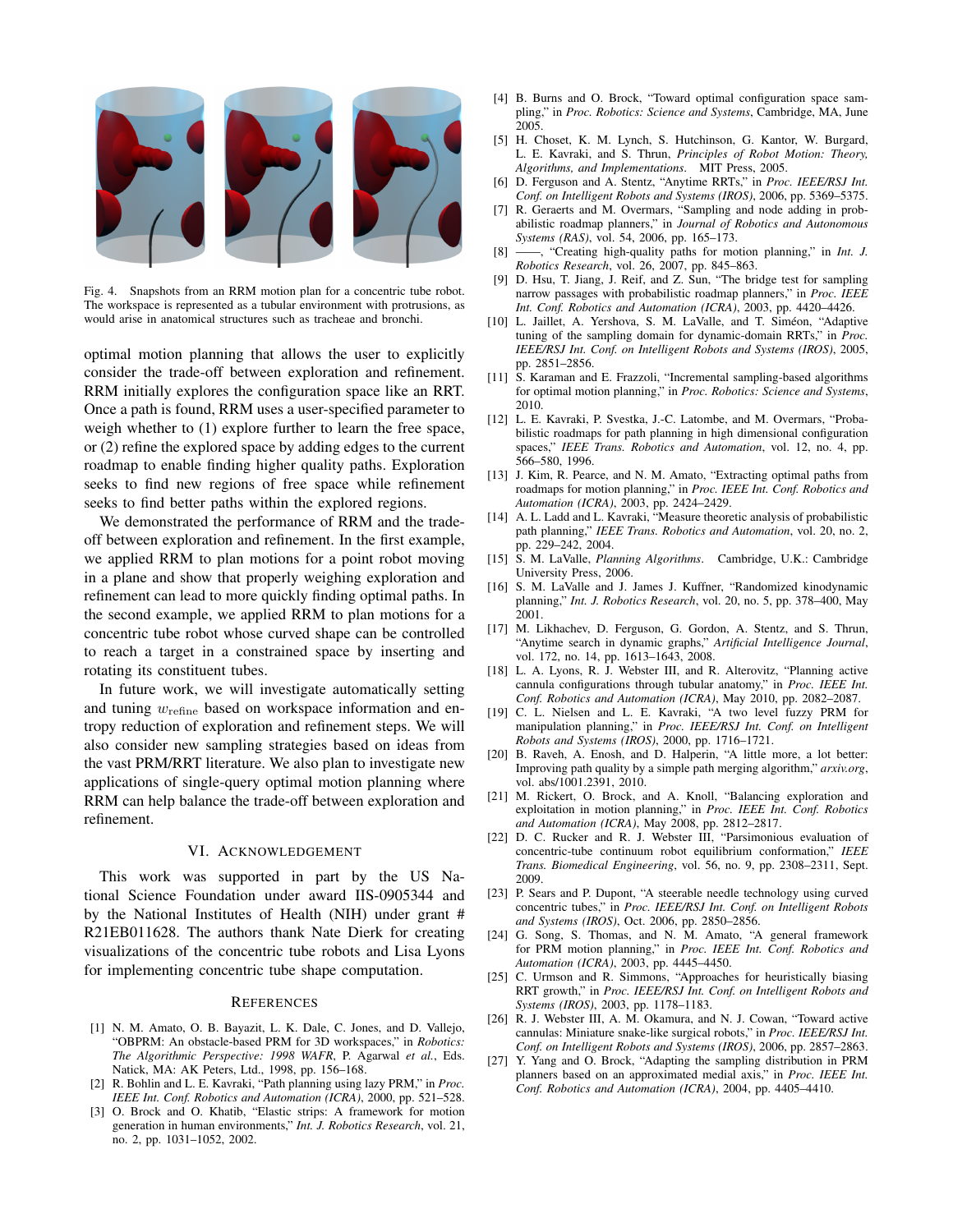Fig. 4. Snapshots from an RRM motion plan for a concentric tube robot. The workspace is represented as a tubular environment with protrusions, as would arise in anatomical structures such as tracheae and bronchi.

optimal motion planning that allows the user to explicitly consider the trade-off between exploration and refinement. RRM initially explores the configuration space like an RRT. Once a path is found, RRM uses a user-specified parameter to weigh whether to (1) explore further to learn the free space, or (2) refine the explored space by adding edges to the current roadmap to enable finding higher quality paths. Exploration seeks to find new regions of free space while refinement seeks to find better paths within the explored regions.

We demonstrated the performance of RRM and the trade-off between exploration and refinement. In the first example, we applied RRM to plan motions for a point robot moving in a plane and show that properly weighing exploration and refinement can lead to more quickly finding optimal paths. In the second example, we applied RRM to plan motions for a concentric tube robot whose curved shape can be controlled to reach a target in a constrained space by inserting and rotating its constituent tubes.

In future work, we will investigate automatically setting and tuning $w_{\text{refine}}$ based on workspace information and entropy reduction of exploration and refinement steps. We will also consider new sampling strategies based on ideas from the vast PRM/RRT literature. We also plan to investigate new applications of single-query optimal motion planning where RRM can help balance the trade-off between exploration and refinement.

## VI. Acknowledgement

This work was supported in part by the US National Science Foundation under award IIS-0905344 and by the National Institutes of Health (NIH) under grant # R21EB011628. The authors thank Nate Dierk for creating visualizations of the concentric tube robots and Lisa Lyons for implementing concentric tube shape computation.

## References

[1] N. M. Amato, O. B. Bayazit, L. K. Dale, C. Jones, and D. Vallejo, "OBPRM: An obstacle-based PRM for 3D workspaces," in *Robotics: The Algorithmic Perspective: 1998 WAFR*, P. Agarwal *et al.*, Eds. Natick, MA: AK Peters, Ltd., 1998, pp. 156–168.

[2] R. Bohlin and L. E. Kavraki, "Path planning using lazy PRM," in *Proc. IEEE Int. Conf. Robotics and Automation (ICRA)*, 2000, pp. 521–528.

[3] O. Brock and O. Khatib, "Elastic strips: A framework for motion generation in human environments," *Int. J. Robotics Research*, vol. 21, no. 2, pp. 1031–1052, 2002.

[4] B. Burns and O. Brock, "Toward optimal configuration space sampling," in *Proc. Robotics: Science and Systems*, Cambridge, MA, June 2005.

[5] H. Choset, K. M. Lynch, S. Hutchinson, G. Kantor, W. Burgard, L. E. Kavraki, and S. Thrun, *Principles of Robot Motion: Theory, Algorithms, and Implementations*. MIT Press, 2005.

[6] D. Ferguson and A. Stentz, "Anytime RRTs," in *Proc. IEEE/RSJ Int. Conf. on Intelligent Robots and Systems (IROS)*, 2006, pp. 5369–5375.

[7] R. Geraerts and M. Overmars, "Sampling and node adding in probabilistic roadmap planners," in *Journal of Robotics and Autonomous Systems (RAS)*, vol. 54, 2006, pp. 165–173.

[8] ——, "Creating high-quality paths for motion planning," in *Int. J. Robotics Research*, vol. 26, 2007, pp. 845–863.

[9] D. Hsu, T. Jiang, J. Reif, and Z. Sun, "The bridge test for sampling narrow passages with probabilistic roadmap planners," in *Proc. IEEE Int. Conf. Robotics and Automation (ICRA)*, 2003, pp. 4420–4426.

[10] L. Jaillet, A. Yershova, S. M. LaValle, and T. Siméon, "Adaptive tuning of the sampling domain for dynamic-domain RRTs," in *Proc. IEEE/RSJ Int. Conf. on Intelligent Robots and Systems (IROS)*, 2005, pp. 2851–2856.

[11] S. Karaman and E. Frazzoli, "Incremental sampling-based algorithms for optimal motion planning," in *Proc. Robotics: Science and Systems*, 2010.

[12] L. E. Kavraki, P. Svestka, J.-C. Latombe, and M. Overmars, "Probabilistic roadmaps for path planning in high dimensional configuration spaces," *IEEE Trans. Robotics and Automation*, vol. 12, no. 4, pp. 566–580, 1996.

[13] J. Kim, R. Pearce, and N. M. Amato, "Extracting optimal paths from roadmaps for motion planning," in *Proc. IEEE Int. Conf. Robotics and Automation (ICRA)*, 2003, pp. 2424–2429.

[14] A. L. Ladd and L. Kavraki, "Measure theoretic analysis of probabilistic path planning," *IEEE Trans. Robotics and Automation*, vol. 20, no. 2, pp. 229–242, 2004.

[15] S. M. LaValle, *Planning Algorithms*. Cambridge, U.K.: Cambridge University Press, 2006.

[16] S. M. LaValle and J. James J. Kuffner, "Randomized kinodynamic planning," *Int. J. Robotics Research*, vol. 20, no. 5, pp. 378–400, May 2001.

[17] M. Likhachev, D. Ferguson, G. Gordon, A. Stentz, and S. Thrun, "Anytime search in dynamic graphs," *Artificial Intelligence Journal*, vol. 172, no. 14, pp. 1613–1643, 2008.

[18] L. A. Lyons, R. J. Webster III, and R. Alterovitz, "Planning active cannula configurations through tubular anatomy," in *Proc. IEEE Int. Conf. Robotics and Automation (ICRA)*, May 2010, pp. 2082–2087.

[19] C. L. Nielsen and L. E. Kavraki, "A two level fuzzy PRM for manipulation planning," in *Proc. IEEE/RSJ Int. Conf. on Intelligent Robots and Systems (IROS)*, 2000, pp. 1716–1721.

[20] B. Raveh, A. Enosh, and D. Halperin, "A little more, a lot better: Improving path quality by a simple path merging algorithm," *arxiv.org*, vol. abs/1001.2391, 2010.

[21] M. Rickert, O. Brock, and A. Knoll, "Balancing exploration and exploitation in motion planning," in *Proc. IEEE Int. Conf. Robotics and Automation (ICRA)*, May 2008, pp. 2812–2817.

[22] D. C. Rucker and R. J. Webster III, "Parsimonious evaluation of concentric-tube continuum robot equilibrium conformation," *IEEE Trans. Biomedical Engineering*, vol. 56, no. 9, pp. 2308–2311, Sept. 2009.

[23] P. Sears and P. Dupont, "A steerable needle technology using curved concentric tubes," in *Proc. IEEE/RSJ Int. Conf. on Intelligent Robots and Systems (IROS)*, Oct. 2006, pp. 2850–2856.

[24] G. Song, S. Thomas, and N. M. Amato, "A general framework for PRM motion planning," in *Proc. IEEE Int. Conf. Robotics and Automation (ICRA)*, 2003, pp. 4445–4450.

[25] C. Urmson and R. Simmons, "Approaches for heuristically biasing RRT growth," in *Proc. IEEE/RSJ Int. Conf. on Intelligent Robots and Systems (IROS)*, 2003, pp. 1178–1183.

[26] R. J. Webster III, A. M. Okamura, and N. J. Cowan, "Toward active cannulas: Miniature snake-like surgical robots," in *Proc. IEEE/RSJ Int. Conf. on Intelligent Robots and Systems (IROS)*, 2006, pp. 2857–2863.

[27] Y. Yang and O. Brock, "Adapting the sampling distribution in PRM planners based on an approximated medial axis," in *Proc. IEEE Int. Conf. Robotics and Automation (ICRA)*, 2004, pp. 4405–4410.